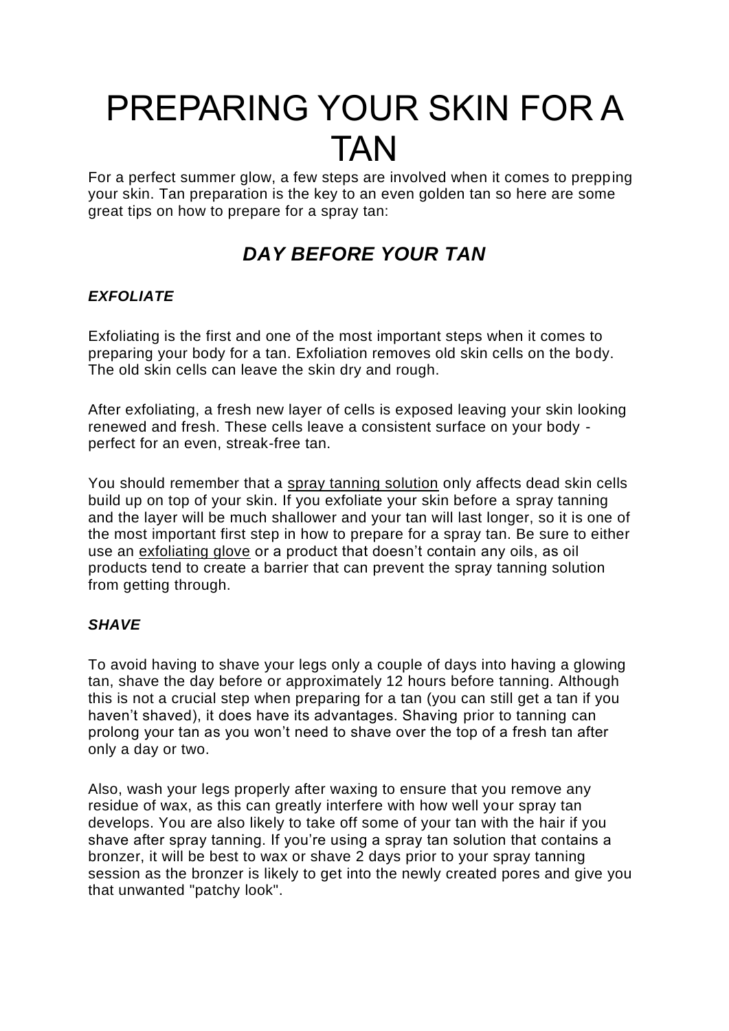# PREPARING YOUR SKIN FOR A TAN

For a perfect summer glow, a few steps are involved when it comes to prepping your skin. Tan preparation is the key to an even golden tan so here are some great tips on how to prepare for a spray tan:

## *DAY BEFORE YOUR TAN*

### *EXFOLIATE*

Exfoliating is the first and one of the most important steps when it comes to preparing your body for a tan. Exfoliation removes old skin cells on the body. The old skin cells can leave the skin dry and rough.

After exfoliating, a fresh new layer of cells is exposed leaving your skin looking renewed and fresh. These cells leave a consistent surface on your body - perfect for an even, streak-free tan.

You should remember that a spray tanning solution only affects dead skin cells build up on top of your skin. If you exfoliate your skin before a spray tanning and the layer will be much shallower and your tan will last longer, so it is one of the most important first step in how to prepare for a spray tan. Be sure to either use an exfoliating glove or a product that doesn't contain any oils, as oil products tend to create a barrier that can prevent the spray tanning solution from getting through.

### *SHAVE*

To avoid having to shave your legs only a couple of days into having a glowing tan, shave the day before or approximately 12 hours before tanning. Although this is not a crucial step when preparing for a tan (you can still get a tan if you haven't shaved), it does have its advantages. Shaving prior to tanning can prolong your tan as you won't need to shave over the top of a fresh tan after only a day or two.

Also, wash your legs properly after waxing to ensure that you remove any residue of wax, as this can greatly interfere with how well your spray tan develops. You are also likely to take off some of your tan with the hair if you shave after spray tanning. If you're using a spray tan solution that contains a bronzer, it will be best to wax or shave 2 days prior to your spray tanning session as the bronzer is likely to get into the newly created pores and give you that unwanted "patchy look".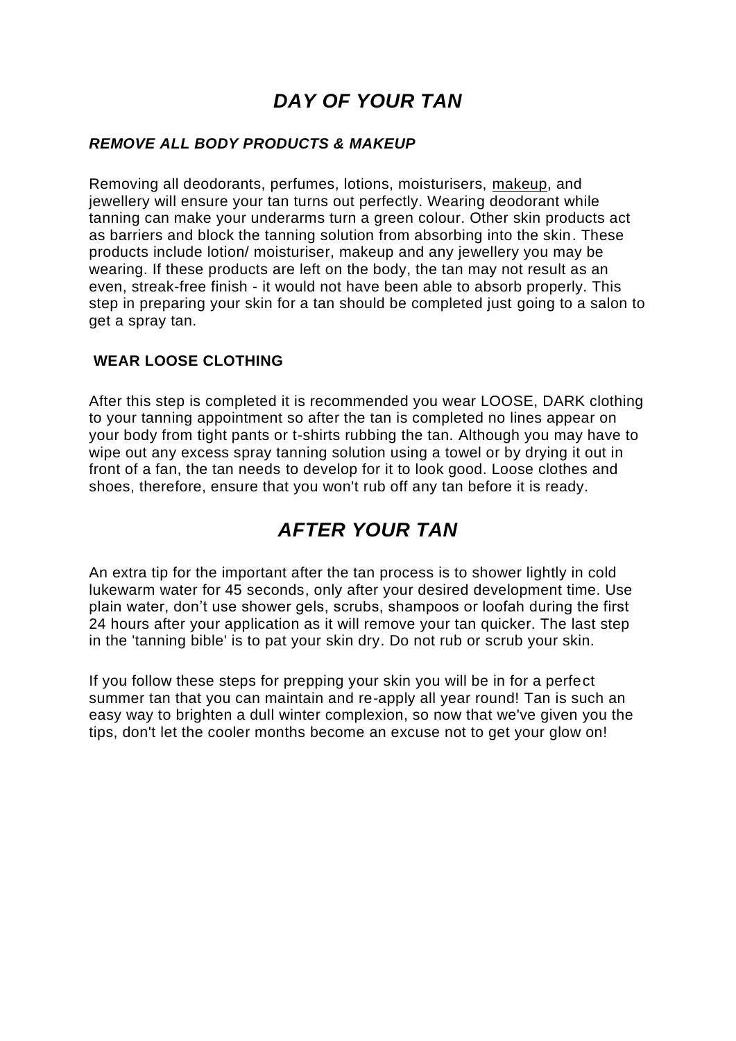## *DAY OF YOUR TAN*

### *REMOVE ALL BODY PRODUCTS & MAKEUP*

Removing all deodorants, perfumes, lotions, moisturisers, makeup, and jewellery will ensure your tan turns out perfectly. Wearing deodorant while tanning can make your underarms turn a green colour. Other skin products act as barriers and block the tanning solution from absorbing into the skin. These products include lotion/ moisturiser, makeup and any jewellery you may be wearing. If these products are left on the body, the tan may not result as an even, streak-free finish - it would not have been able to absorb properly. This step in preparing your skin for a tan should be completed just going to a salon to get a spray tan.

### WEAR LOOSE CLOTHING

After this step is completed it is recommended you wear LOOSE, DARK clothing to your tanning appointment so after the tan is completed no lines appear on your body from tight pants or t-shirts rubbing the tan. Although you may have to wipe out any excess spray tanning solution using a towel or by drying it out in front of a fan, the tan needs to develop for it to look good. Loose clothes and shoes, therefore, ensure that you won't rub off any tan before it is ready.

## *AFTER YOUR TAN*

An extra tip for the important after the tan process is to shower lightly in cold lukewarm water for 45 seconds, only after your desired development time. Use plain water, don't use shower gels, scrubs, shampoos or loofah during the first 24 hours after your application as it will remove your tan quicker. The last step in the 'tanning bible' is to pat your skin dry. Do not rub or scrub your skin.

If you follow these steps for prepping your skin you will be in for a perfect summer tan that you can maintain and re-apply all year round! Tan is such an easy way to brighten a dull winter complexion, so now that we've given you the tips, don't let the cooler months become an excuse not to get your glow on!